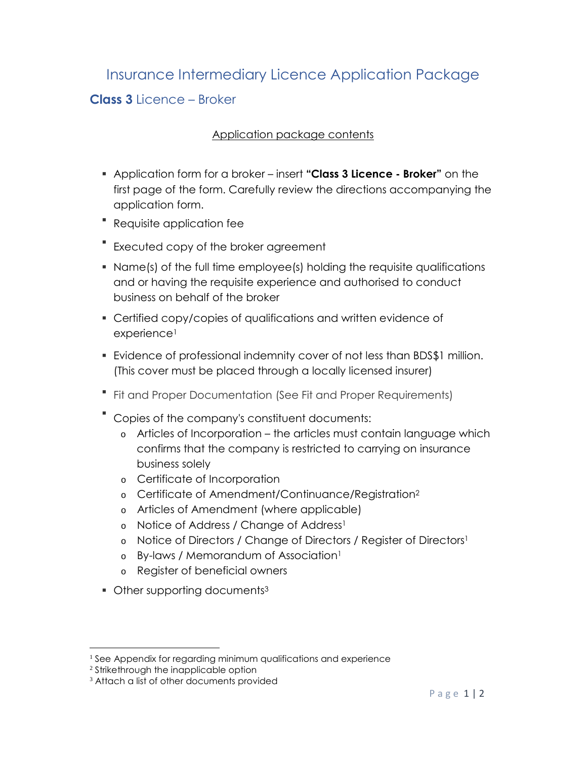# Insurance Intermediary Licence Application Package

## **Class 3** Licence – Broker

Application package contents

- Application form for a broker – insert **"Class 3 Licence - Broker"** on the first page of the form. Carefully review the directions accompanying the application form.
- Requisite application fee
- Executed copy of the broker agreement
- Name(s) of the full time employee(s) holding the requisite qualifications and or having the requisite experience and authorised to conduct business on behalf of the broker
- Certified copy/copies of qualifications and written evidence of experience[1]
- Evidence of professional indemnity cover of not less than BDS$1 million. (This cover must be placed through a locally licensed insurer)
- Fit and Proper Documentation (See Fit and Proper Requirements)
- Copies of the company's constituent documents:
  - Articles of Incorporation – the articles must contain language which confirms that the company is restricted to carrying on insurance business solely
  - Certificate of Incorporation
  - Certificate of Amendment/Continuance/Registration[2]
  - Articles of Amendment (where applicable)
  - Notice of Address / Change of Address[1]
  - Notice of Directors / Change of Directors / Register of Directors[1]
  - By-laws / Memorandum of Association[1]
  - Register of beneficial owners
- Other supporting documents[3]

---

[1] See Appendix for regarding minimum qualifications and experience

[2] Strikethrough the inapplicable option

[3] Attach a list of other documents provided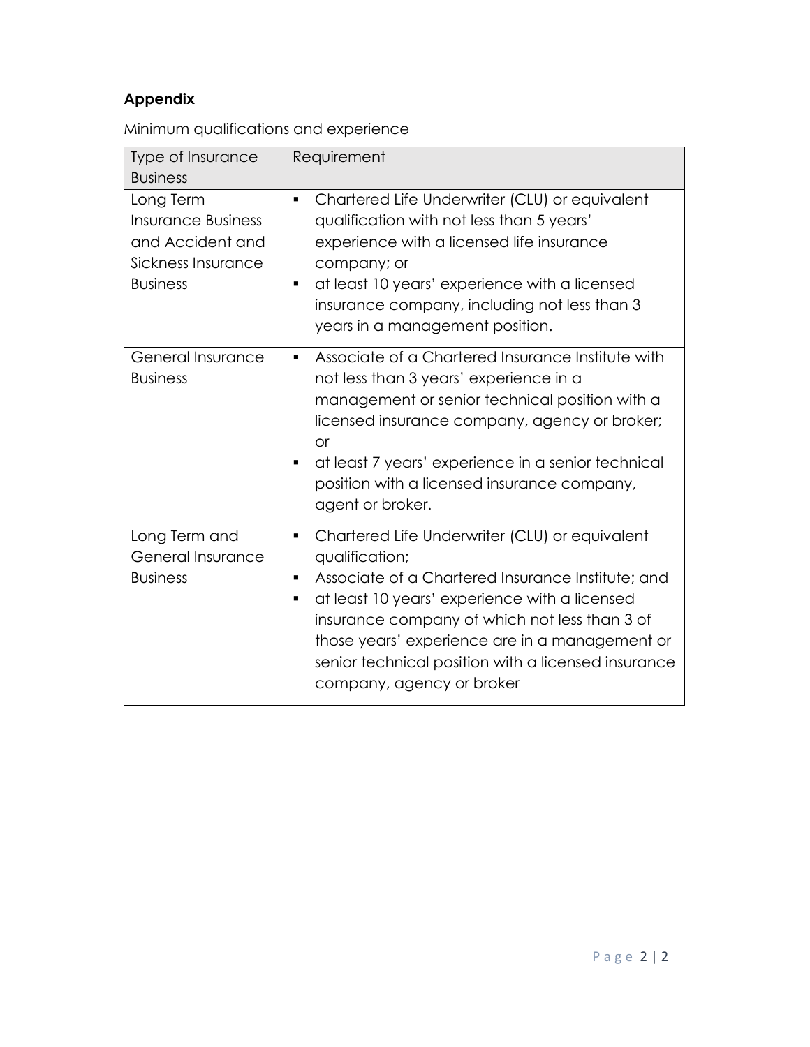**Appendix**

Minimum qualifications and experience

| Type of Insurance Business | Requirement |
|---|---|
| Long Term Insurance Business and Accident and Sickness Insurance Business | ▪ Chartered Life Underwriter (CLU) or equivalent qualification with not less than 5 years' experience with a licensed life insurance company; or<br>▪ at least 10 years' experience with a licensed insurance company, including not less than 3 years in a management position. |
| General Insurance Business | ▪ Associate of a Chartered Insurance Institute with not less than 3 years' experience in a management or senior technical position with a licensed insurance company, agency or broker; or<br>▪ at least 7 years' experience in a senior technical position with a licensed insurance company, agent or broker. |
| Long Term and General Insurance Business | ▪ Chartered Life Underwriter (CLU) or equivalent qualification;<br>▪ Associate of a Chartered Insurance Institute; and<br>▪ at least 10 years' experience with a licensed insurance company of which not less than 3 of those years' experience are in a management or senior technical position with a licensed insurance company, agency or broker |